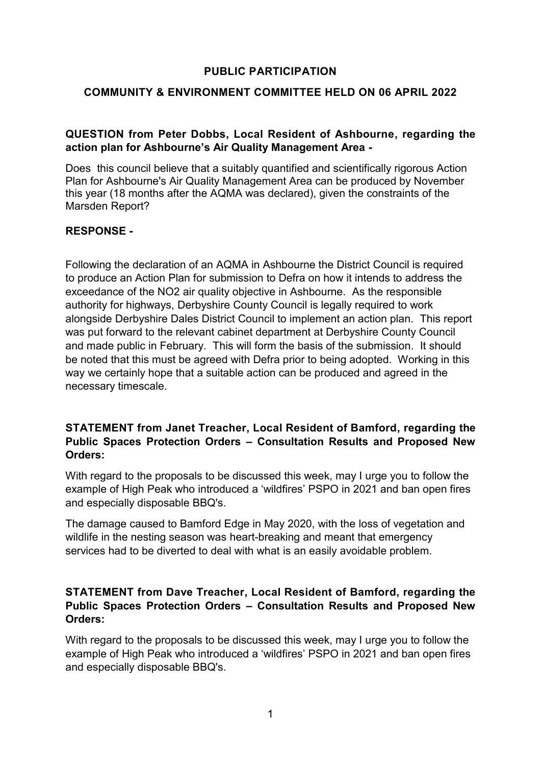# PUBLIC PARTICIPATION

## COMMUNITY & ENVIRONMENT COMMITTEE HELD ON 06 APRIL 2022

**QUESTION from Peter Dobbs, Local Resident of Ashbourne, regarding the action plan for Ashbourne's Air Quality Management Area -**

Does this council believe that a suitably quantified and scientifically rigorous Action Plan for Ashbourne's Air Quality Management Area can be produced by November this year (18 months after the AQMA was declared), given the constraints of the Marsden Report?

**RESPONSE -**

Following the declaration of an AQMA in Ashbourne the District Council is required to produce an Action Plan for submission to Defra on how it intends to address the exceedance of the NO2 air quality objective in Ashbourne. As the responsible authority for highways, Derbyshire County Council is legally required to work alongside Derbyshire Dales District Council to implement an action plan. This report was put forward to the relevant cabinet department at Derbyshire County Council and made public in February. This will form the basis of the submission. It should be noted that this must be agreed with Defra prior to being adopted. Working in this way we certainly hope that a suitable action can be produced and agreed in the necessary timescale.

**STATEMENT from Janet Treacher, Local Resident of Bamford, regarding the Public Spaces Protection Orders – Consultation Results and Proposed New Orders:**

With regard to the proposals to be discussed this week, may I urge you to follow the example of High Peak who introduced a 'wildfires' PSPO in 2021 and ban open fires and especially disposable BBQ's.

The damage caused to Bamford Edge in May 2020, with the loss of vegetation and wildlife in the nesting season was heart-breaking and meant that emergency services had to be diverted to deal with what is an easily avoidable problem.

**STATEMENT from Dave Treacher, Local Resident of Bamford, regarding the Public Spaces Protection Orders – Consultation Results and Proposed New Orders:**

With regard to the proposals to be discussed this week, may I urge you to follow the example of High Peak who introduced a 'wildfires' PSPO in 2021 and ban open fires and especially disposable BBQ's.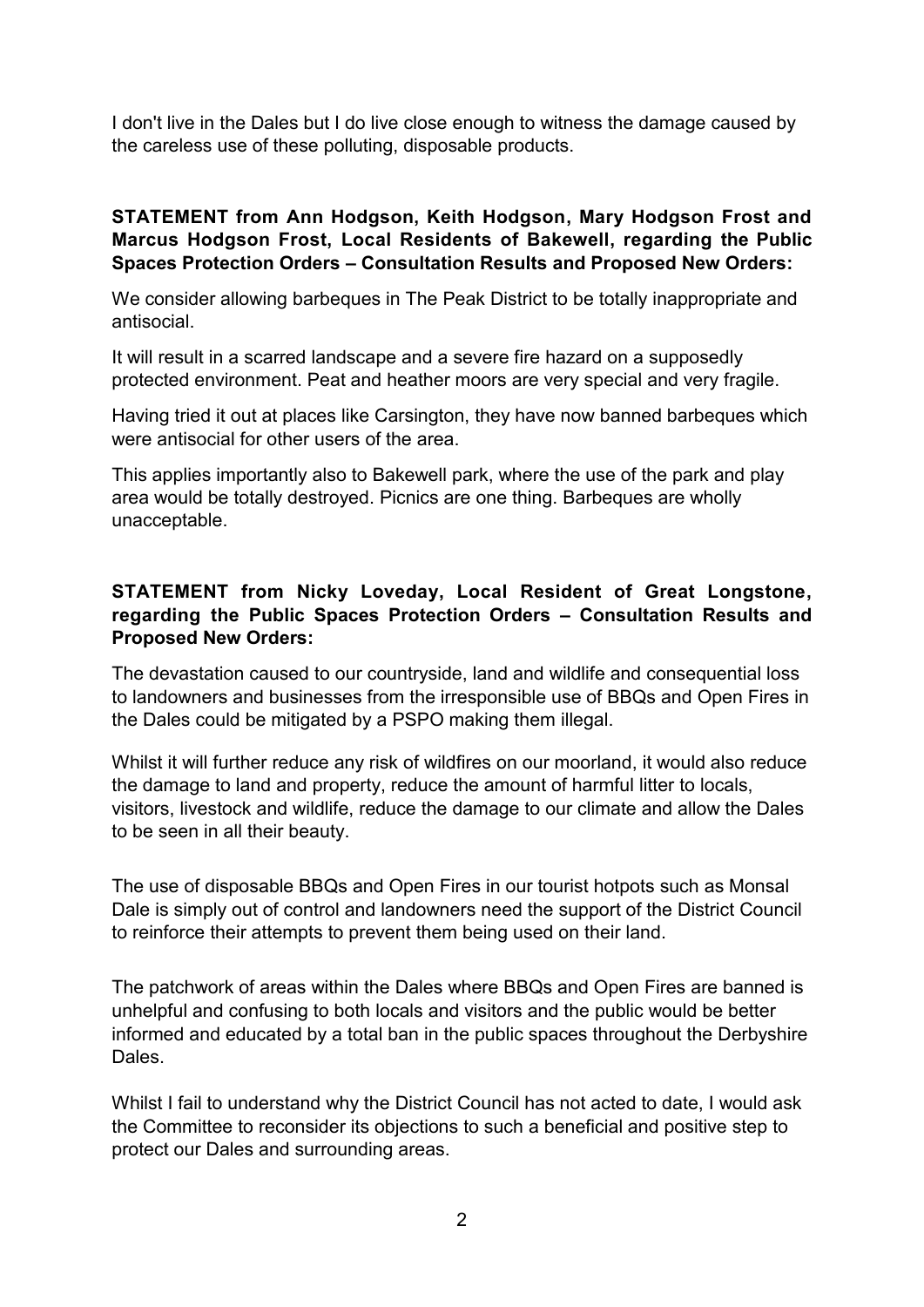I don't live in the Dales but I do live close enough to witness the damage caused by the careless use of these polluting, disposable products.

**STATEMENT from Ann Hodgson, Keith Hodgson, Mary Hodgson Frost and Marcus Hodgson Frost, Local Residents of Bakewell, regarding the Public Spaces Protection Orders – Consultation Results and Proposed New Orders:**

We consider allowing barbeques in The Peak District to be totally inappropriate and antisocial.

It will result in a scarred landscape and a severe fire hazard on a supposedly protected environment. Peat and heather moors are very special and very fragile.

Having tried it out at places like Carsington, they have now banned barbeques which were antisocial for other users of the area.

This applies importantly also to Bakewell park, where the use of the park and play area would be totally destroyed. Picnics are one thing. Barbeques are wholly unacceptable.

**STATEMENT from Nicky Loveday, Local Resident of Great Longstone, regarding the Public Spaces Protection Orders – Consultation Results and Proposed New Orders:**

The devastation caused to our countryside, land and wildlife and consequential loss to landowners and businesses from the irresponsible use of BBQs and Open Fires in the Dales could be mitigated by a PSPO making them illegal.

Whilst it will further reduce any risk of wildfires on our moorland, it would also reduce the damage to land and property, reduce the amount of harmful litter to locals, visitors, livestock and wildlife, reduce the damage to our climate and allow the Dales to be seen in all their beauty.

The use of disposable BBQs and Open Fires in our tourist hotpots such as Monsal Dale is simply out of control and landowners need the support of the District Council to reinforce their attempts to prevent them being used on their land.

The patchwork of areas within the Dales where BBQs and Open Fires are banned is unhelpful and confusing to both locals and visitors and the public would be better informed and educated by a total ban in the public spaces throughout the Derbyshire Dales.

Whilst I fail to understand why the District Council has not acted to date, I would ask the Committee to reconsider its objections to such a beneficial and positive step to protect our Dales and surrounding areas.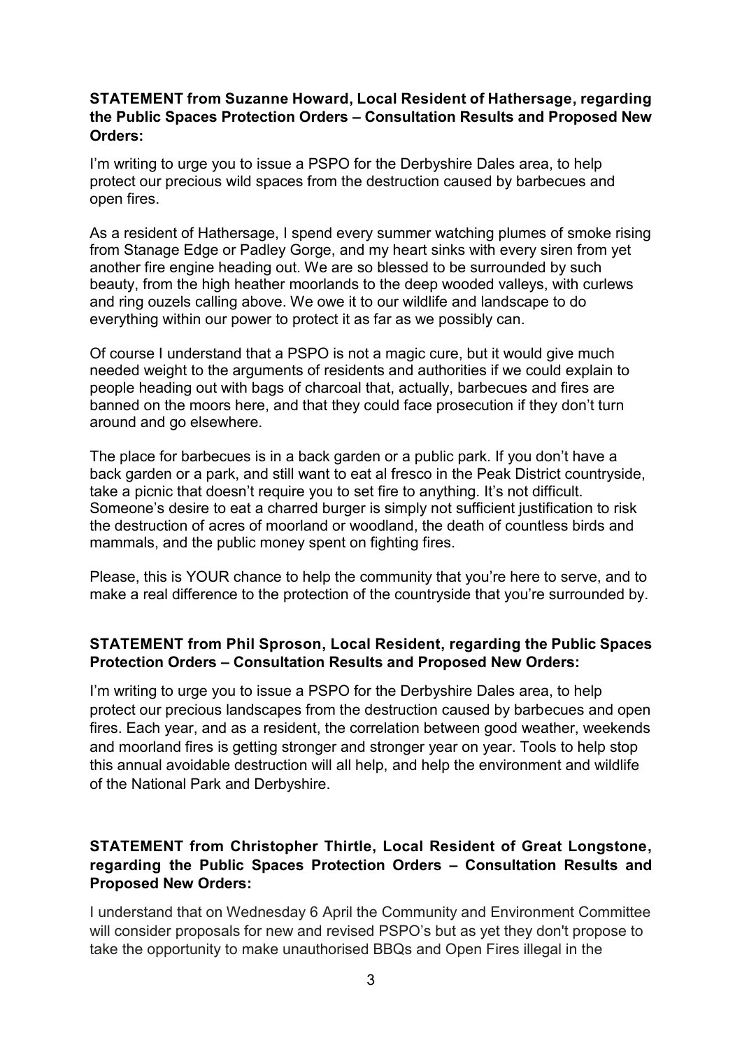**STATEMENT from Suzanne Howard, Local Resident of Hathersage, regarding the Public Spaces Protection Orders – Consultation Results and Proposed New Orders:**

I'm writing to urge you to issue a PSPO for the Derbyshire Dales area, to help protect our precious wild spaces from the destruction caused by barbecues and open fires.

As a resident of Hathersage, I spend every summer watching plumes of smoke rising from Stanage Edge or Padley Gorge, and my heart sinks with every siren from yet another fire engine heading out. We are so blessed to be surrounded by such beauty, from the high heather moorlands to the deep wooded valleys, with curlews and ring ouzels calling above. We owe it to our wildlife and landscape to do everything within our power to protect it as far as we possibly can.

Of course I understand that a PSPO is not a magic cure, but it would give much needed weight to the arguments of residents and authorities if we could explain to people heading out with bags of charcoal that, actually, barbecues and fires are banned on the moors here, and that they could face prosecution if they don't turn around and go elsewhere.

The place for barbecues is in a back garden or a public park. If you don't have a back garden or a park, and still want to eat al fresco in the Peak District countryside, take a picnic that doesn't require you to set fire to anything. It's not difficult. Someone's desire to eat a charred burger is simply not sufficient justification to risk the destruction of acres of moorland or woodland, the death of countless birds and mammals, and the public money spent on fighting fires.

Please, this is YOUR chance to help the community that you're here to serve, and to make a real difference to the protection of the countryside that you're surrounded by.

**STATEMENT from Phil Sproson, Local Resident, regarding the Public Spaces Protection Orders – Consultation Results and Proposed New Orders:**

I'm writing to urge you to issue a PSPO for the Derbyshire Dales area, to help protect our precious landscapes from the destruction caused by barbecues and open fires. Each year, and as a resident, the correlation between good weather, weekends and moorland fires is getting stronger and stronger year on year. Tools to help stop this annual avoidable destruction will all help, and help the environment and wildlife of the National Park and Derbyshire.

**STATEMENT from Christopher Thirtle, Local Resident of Great Longstone, regarding the Public Spaces Protection Orders – Consultation Results and Proposed New Orders:**

I understand that on Wednesday 6 April the Community and Environment Committee will consider proposals for new and revised PSPO's but as yet they don't propose to take the opportunity to make unauthorised BBQs and Open Fires illegal in the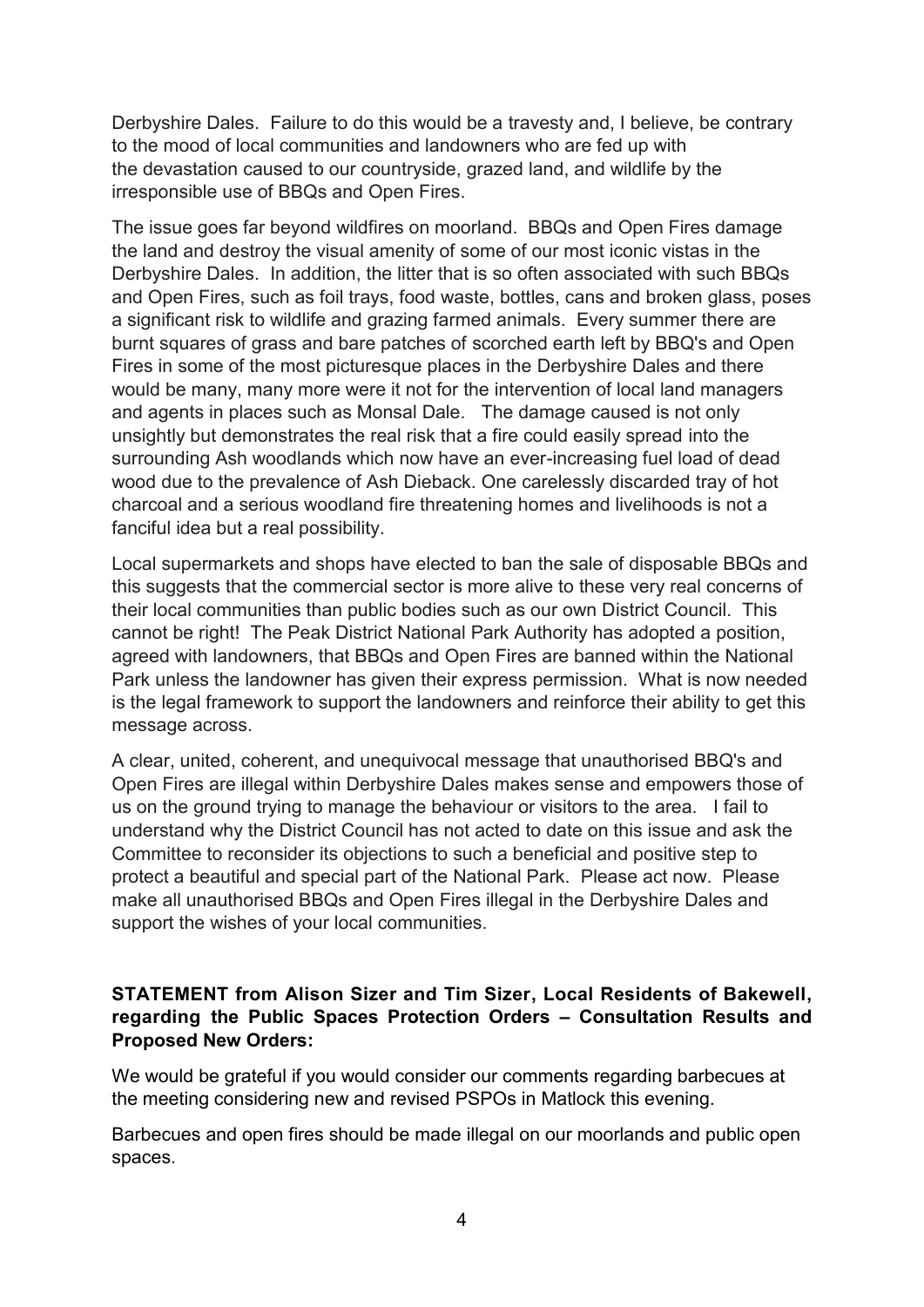Derbyshire Dales. Failure to do this would be a travesty and, I believe, be contrary to the mood of local communities and landowners who are fed up with the devastation caused to our countryside, grazed land, and wildlife by the irresponsible use of BBQs and Open Fires.

The issue goes far beyond wildfires on moorland. BBQs and Open Fires damage the land and destroy the visual amenity of some of our most iconic vistas in the Derbyshire Dales. In addition, the litter that is so often associated with such BBQs and Open Fires, such as foil trays, food waste, bottles, cans and broken glass, poses a significant risk to wildlife and grazing farmed animals. Every summer there are burnt squares of grass and bare patches of scorched earth left by BBQ's and Open Fires in some of the most picturesque places in the Derbyshire Dales and there would be many, many more were it not for the intervention of local land managers and agents in places such as Monsal Dale. The damage caused is not only unsightly but demonstrates the real risk that a fire could easily spread into the surrounding Ash woodlands which now have an ever-increasing fuel load of dead wood due to the prevalence of Ash Dieback. One carelessly discarded tray of hot charcoal and a serious woodland fire threatening homes and livelihoods is not a fanciful idea but a real possibility.

Local supermarkets and shops have elected to ban the sale of disposable BBQs and this suggests that the commercial sector is more alive to these very real concerns of their local communities than public bodies such as our own District Council. This cannot be right! The Peak District National Park Authority has adopted a position, agreed with landowners, that BBQs and Open Fires are banned within the National Park unless the landowner has given their express permission. What is now needed is the legal framework to support the landowners and reinforce their ability to get this message across.

A clear, united, coherent, and unequivocal message that unauthorised BBQ's and Open Fires are illegal within Derbyshire Dales makes sense and empowers those of us on the ground trying to manage the behaviour or visitors to the area. I fail to understand why the District Council has not acted to date on this issue and ask the Committee to reconsider its objections to such a beneficial and positive step to protect a beautiful and special part of the National Park. Please act now. Please make all unauthorised BBQs and Open Fires illegal in the Derbyshire Dales and support the wishes of your local communities.

**STATEMENT from Alison Sizer and Tim Sizer, Local Residents of Bakewell, regarding the Public Spaces Protection Orders – Consultation Results and Proposed New Orders:**

We would be grateful if you would consider our comments regarding barbecues at the meeting considering new and revised PSPOs in Matlock this evening.

Barbecues and open fires should be made illegal on our moorlands and public open spaces.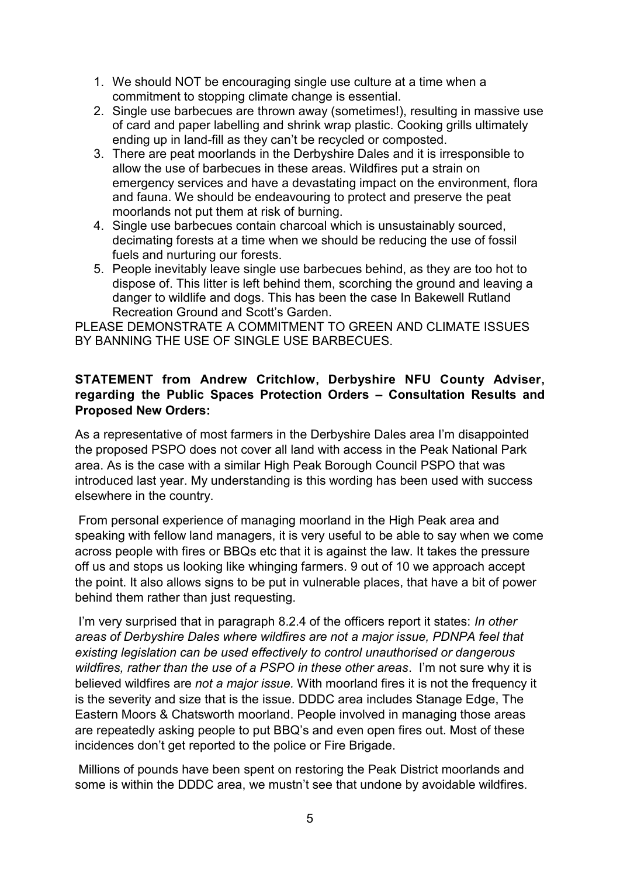1. We should NOT be encouraging single use culture at a time when a commitment to stopping climate change is essential.
2. Single use barbecues are thrown away (sometimes!), resulting in massive use of card and paper labelling and shrink wrap plastic. Cooking grills ultimately ending up in land-fill as they can't be recycled or composted.
3. There are peat moorlands in the Derbyshire Dales and it is irresponsible to allow the use of barbecues in these areas. Wildfires put a strain on emergency services and have a devastating impact on the environment, flora and fauna. We should be endeavouring to protect and preserve the peat moorlands not put them at risk of burning.
4. Single use barbecues contain charcoal which is unsustainably sourced, decimating forests at a time when we should be reducing the use of fossil fuels and nurturing our forests.
5. People inevitably leave single use barbecues behind, as they are too hot to dispose of. This litter is left behind them, scorching the ground and leaving a danger to wildlife and dogs. This has been the case In Bakewell Rutland Recreation Ground and Scott's Garden.

PLEASE DEMONSTRATE A COMMITMENT TO GREEN AND CLIMATE ISSUES BY BANNING THE USE OF SINGLE USE BARBECUES.

**STATEMENT from Andrew Critchlow, Derbyshire NFU County Adviser, regarding the Public Spaces Protection Orders – Consultation Results and Proposed New Orders:**

As a representative of most farmers in the Derbyshire Dales area I'm disappointed the proposed PSPO does not cover all land with access in the Peak National Park area. As is the case with a similar High Peak Borough Council PSPO that was introduced last year. My understanding is this wording has been used with success elsewhere in the country.

From personal experience of managing moorland in the High Peak area and speaking with fellow land managers, it is very useful to be able to say when we come across people with fires or BBQs etc that it is against the law. It takes the pressure off us and stops us looking like whinging farmers. 9 out of 10 we approach accept the point. It also allows signs to be put in vulnerable places, that have a bit of power behind them rather than just requesting.

I'm very surprised that in paragraph 8.2.4 of the officers report it states: *In other areas of Derbyshire Dales where wildfires are not a major issue, PDNPA feel that existing legislation can be used effectively to control unauthorised or dangerous wildfires, rather than the use of a PSPO in these other areas*. I'm not sure why it is believed wildfires are *not a major issue.* With moorland fires it is not the frequency it is the severity and size that is the issue. DDDC area includes Stanage Edge, The Eastern Moors & Chatsworth moorland. People involved in managing those areas are repeatedly asking people to put BBQ's and even open fires out. Most of these incidences don't get reported to the police or Fire Brigade.

Millions of pounds have been spent on restoring the Peak District moorlands and some is within the DDDC area, we mustn't see that undone by avoidable wildfires.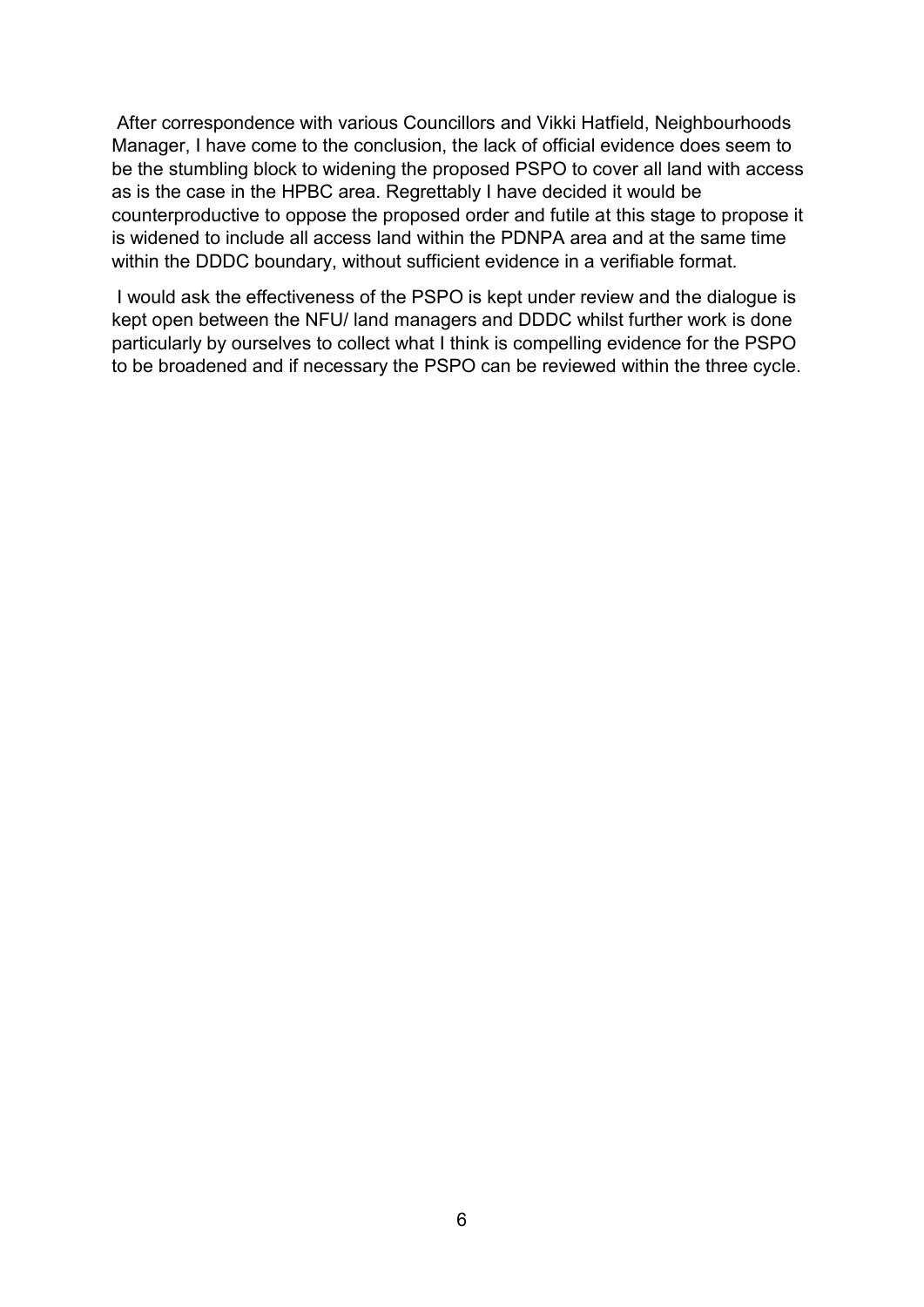After correspondence with various Councillors and Vikki Hatfield, Neighbourhoods Manager, I have come to the conclusion, the lack of official evidence does seem to be the stumbling block to widening the proposed PSPO to cover all land with access as is the case in the HPBC area. Regrettably I have decided it would be counterproductive to oppose the proposed order and futile at this stage to propose it is widened to include all access land within the PDNPA area and at the same time within the DDDC boundary, without sufficient evidence in a verifiable format.

I would ask the effectiveness of the PSPO is kept under review and the dialogue is kept open between the NFU/ land managers and DDDC whilst further work is done particularly by ourselves to collect what I think is compelling evidence for the PSPO to be broadened and if necessary the PSPO can be reviewed within the three cycle.